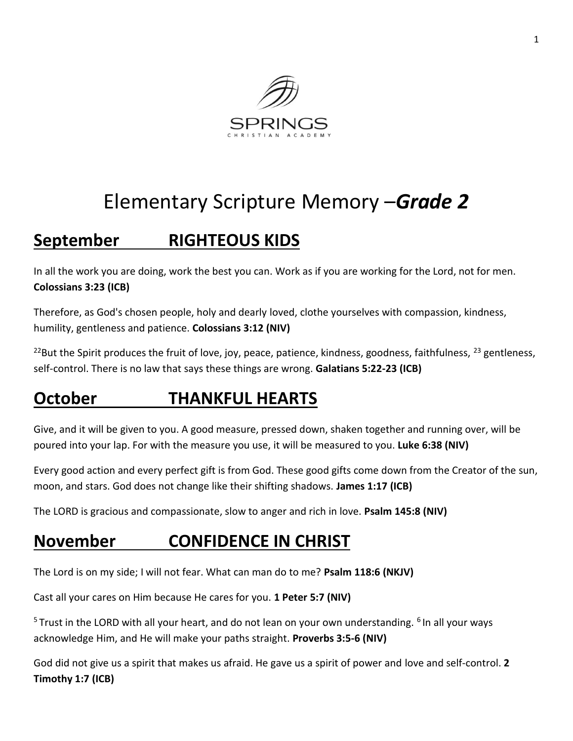SPRINGS

CHRISTIAN ACADEMY

# Elementary Scripture Memory –*Grade 2*

## September RIGHTEOUS KIDS

In all the work you are doing, work the best you can. Work as if you are working for the Lord, not for men. **Colossians 3:23 (ICB)**

Therefore, as God's chosen people, holy and dearly loved, clothe yourselves with compassion, kindness, humility, gentleness and patience. **Colossians 3:12 (NIV)**

[22]But the Spirit produces the fruit of love, joy, peace, patience, kindness, goodness, faithfulness, [23] gentleness, self-control. There is no law that says these things are wrong. **Galatians 5:22-23 (ICB)**

## October THANKFUL HEARTS

Give, and it will be given to you. A good measure, pressed down, shaken together and running over, will be poured into your lap. For with the measure you use, it will be measured to you. **Luke 6:38 (NIV)**

Every good action and every perfect gift is from God. These good gifts come down from the Creator of the sun, moon, and stars. God does not change like their shifting shadows. **James 1:17 (ICB)**

The LORD is gracious and compassionate, slow to anger and rich in love. **Psalm 145:8 (NIV)**

## November CONFIDENCE IN CHRIST

The Lord is on my side; I will not fear. What can man do to me? **Psalm 118:6 (NKJV)**

Cast all your cares on Him because He cares for you. **1 Peter 5:7 (NIV)**

[5] Trust in the LORD with all your heart, and do not lean on your own understanding. [6] In all your ways acknowledge Him, and He will make your paths straight. **Proverbs 3:5-6 (NIV)**

God did not give us a spirit that makes us afraid. He gave us a spirit of power and love and self-control. **2 Timothy 1:7 (ICB)**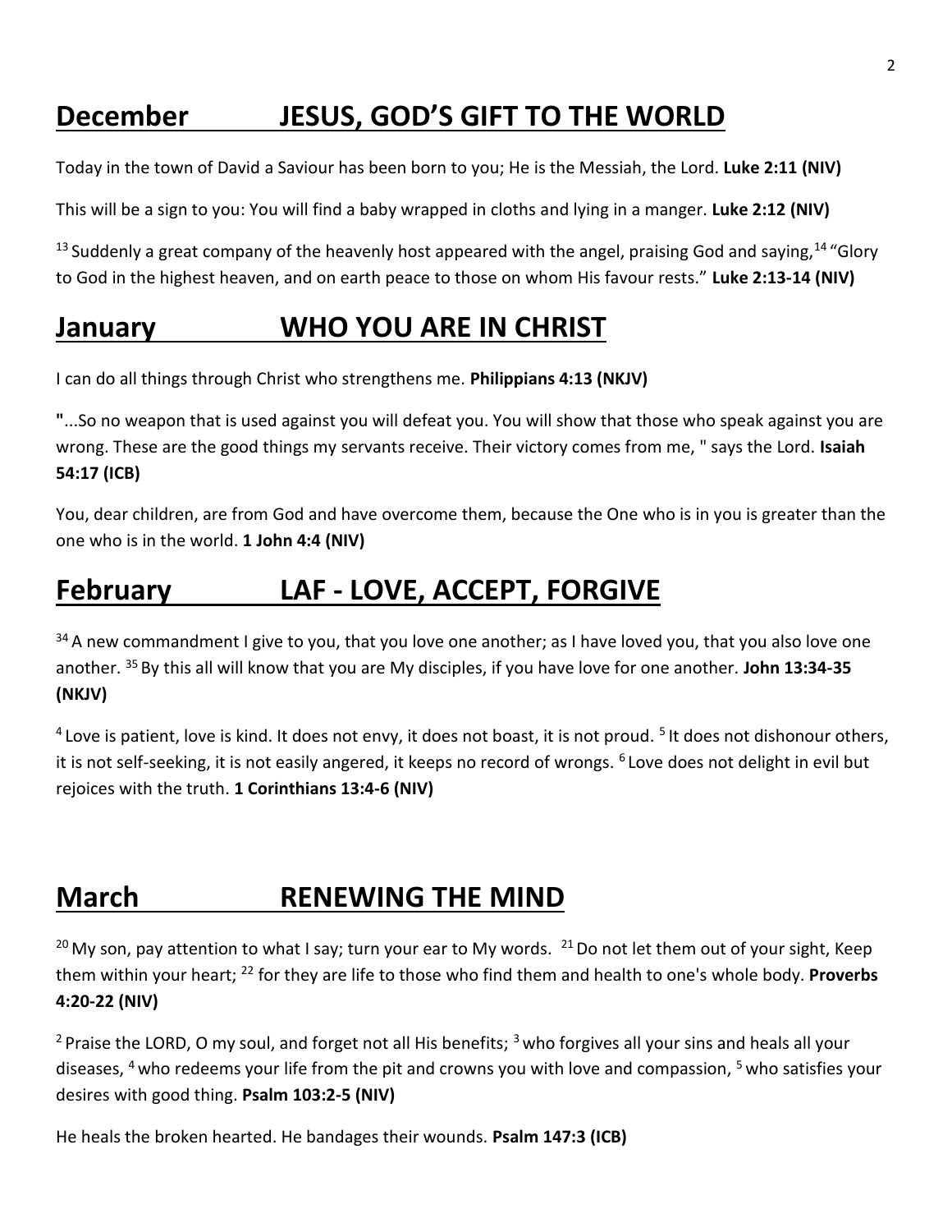## December JESUS, GOD'S GIFT TO THE WORLD

Today in the town of David a Saviour has been born to you; He is the Messiah, the Lord. **Luke 2:11 (NIV)**

This will be a sign to you: You will find a baby wrapped in cloths and lying in a manger. **Luke 2:12 (NIV)**

[13] Suddenly a great company of the heavenly host appeared with the angel, praising God and saying,[14] "Glory to God in the highest heaven, and on earth peace to those on whom His favour rests." **Luke 2:13-14 (NIV)**

## January WHO YOU ARE IN CHRIST

I can do all things through Christ who strengthens me. **Philippians 4:13 (NKJV)**

"...So no weapon that is used against you will defeat you. You will show that those who speak against you are wrong. These are the good things my servants receive. Their victory comes from me, " says the Lord. **Isaiah 54:17 (ICB)**

You, dear children, are from God and have overcome them, because the One who is in you is greater than the one who is in the world. **1 John 4:4 (NIV)**

## February LAF - LOVE, ACCEPT, FORGIVE

[34] A new commandment I give to you, that you love one another; as I have loved you, that you also love one another. [35] By this all will know that you are My disciples, if you have love for one another. **John 13:34-35 (NKJV)**

[4] Love is patient, love is kind. It does not envy, it does not boast, it is not proud. [5] It does not dishonour others, it is not self-seeking, it is not easily angered, it keeps no record of wrongs. [6] Love does not delight in evil but rejoices with the truth. **1 Corinthians 13:4-6 (NIV)**

## March RENEWING THE MIND

[20] My son, pay attention to what I say; turn your ear to My words. [21] Do not let them out of your sight, Keep them within your heart; [22] for they are life to those who find them and health to one's whole body. **Proverbs 4:20-22 (NIV)**

[2] Praise the LORD, O my soul, and forget not all His benefits; [3] who forgives all your sins and heals all your diseases, [4] who redeems your life from the pit and crowns you with love and compassion, [5] who satisfies your desires with good thing. **Psalm 103:2-5 (NIV)**

He heals the broken hearted. He bandages their wounds. **Psalm 147:3 (ICB)**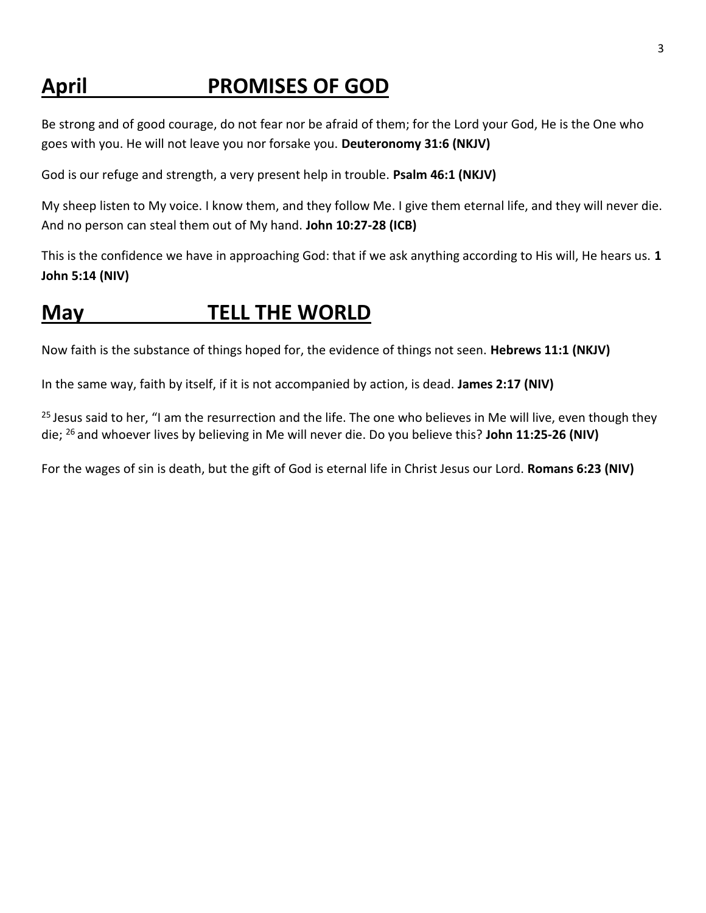## April PROMISES OF GOD

Be strong and of good courage, do not fear nor be afraid of them; for the Lord your God, He is the One who goes with you. He will not leave you nor forsake you. **Deuteronomy 31:6 (NKJV)**

God is our refuge and strength, a very present help in trouble. **Psalm 46:1 (NKJV)**

My sheep listen to My voice. I know them, and they follow Me. I give them eternal life, and they will never die. And no person can steal them out of My hand. **John 10:27-28 (ICB)**

This is the confidence we have in approaching God: that if we ask anything according to His will, He hears us. **1 John 5:14 (NIV)**

## May TELL THE WORLD

Now faith is the substance of things hoped for, the evidence of things not seen. **Hebrews 11:1 (NKJV)**

In the same way, faith by itself, if it is not accompanied by action, is dead. **James 2:17 (NIV)**

[25] Jesus said to her, "I am the resurrection and the life. The one who believes in Me will live, even though they die; [26] and whoever lives by believing in Me will never die. Do you believe this? **John 11:25-26 (NIV)**

For the wages of sin is death, but the gift of God is eternal life in Christ Jesus our Lord. **Romans 6:23 (NIV)**